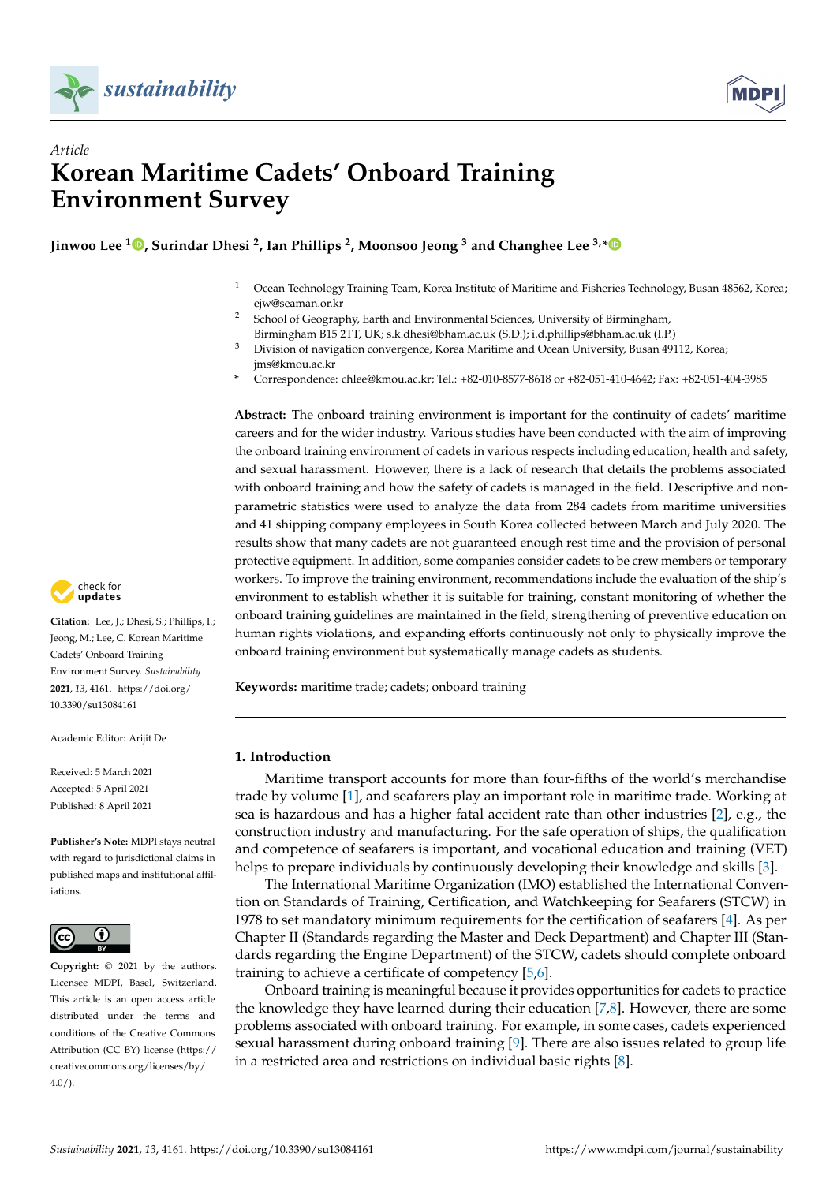*Article*

# Korean Maritime Cadets' Onboard Training Environment Survey

**Jinwoo Lee [1], Surindar Dhesi [2], Ian Phillips [2], Moonsoo Jeong [3] and Changhee Lee [3,*]**

[1] Ocean Technology Training Team, Korea Institute of Maritime and Fisheries Technology, Busan 48562, Korea; ejw@seaman.or.kr
[2] School of Geography, Earth and Environmental Sciences, University of Birmingham, Birmingham B15 2TT, UK; s.k.dhesi@bham.ac.uk (S.D.); i.d.phillips@bham.ac.uk (I.P.)
[3] Division of navigation convergence, Korea Maritime and Ocean University, Busan 49112, Korea; jms@kmou.ac.kr
\* Correspondence: chlee@kmou.ac.kr; Tel.: +82-010-8577-8618 or +82-051-410-4642; Fax: +82-051-404-3985

**Abstract:** The onboard training environment is important for the continuity of cadets' maritime careers and for the wider industry. Various studies have been conducted with the aim of improving the onboard training environment of cadets in various respects including education, health and safety, and sexual harassment. However, there is a lack of research that details the problems associated with onboard training and how the safety of cadets is managed in the field. Descriptive and non-parametric statistics were used to analyze the data from 284 cadets from maritime universities and 41 shipping company employees in South Korea collected between March and July 2020. The results show that many cadets are not guaranteed enough rest time and the provision of personal protective equipment. In addition, some companies consider cadets to be crew members or temporary workers. To improve the training environment, recommendations include the evaluation of the ship's environment to establish whether it is suitable for training, constant monitoring of whether the onboard training guidelines are maintained in the field, strengthening of preventive education on human rights violations, and expanding efforts continuously not only to physically improve the onboard training environment but systematically manage cadets as students.

**Keywords:** maritime trade; cadets; onboard training

**Citation:** Lee, J.; Dhesi, S.; Phillips, I.; Jeong, M.; Lee, C. Korean Maritime Cadets' Onboard Training Environment Survey. *Sustainability* **2021**, *13*, 4161. https://doi.org/10.3390/su13084161

Academic Editor: Arijit De

Received: 5 March 2021
Accepted: 5 April 2021
Published: 8 April 2021

**Publisher's Note:** MDPI stays neutral with regard to jurisdictional claims in published maps and institutional affiliations.

**Copyright:** © 2021 by the authors. Licensee MDPI, Basel, Switzerland. This article is an open access article distributed under the terms and conditions of the Creative Commons Attribution (CC BY) license (https://creativecommons.org/licenses/by/4.0/).

## 1. Introduction

Maritime transport accounts for more than four-fifths of the world's merchandise trade by volume [1], and seafarers play an important role in maritime trade. Working at sea is hazardous and has a higher fatal accident rate than other industries [2], e.g., the construction industry and manufacturing. For the safe operation of ships, the qualification and competence of seafarers is important, and vocational education and training (VET) helps to prepare individuals by continuously developing their knowledge and skills [3].

The International Maritime Organization (IMO) established the International Convention on Standards of Training, Certification, and Watchkeeping for Seafarers (STCW) in 1978 to set mandatory minimum requirements for the certification of seafarers [4]. As per Chapter II (Standards regarding the Master and Deck Department) and Chapter III (Standards regarding the Engine Department) of the STCW, cadets should complete onboard training to achieve a certificate of competency [5,6].

Onboard training is meaningful because it provides opportunities for cadets to practice the knowledge they have learned during their education [7,8]. However, there are some problems associated with onboard training. For example, in some cases, cadets experienced sexual harassment during onboard training [9]. There are also issues related to group life in a restricted area and restrictions on individual basic rights [8].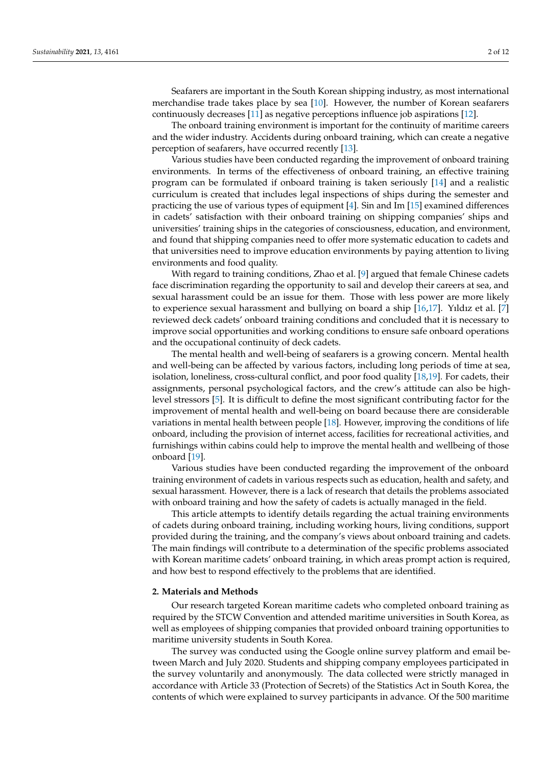Seafarers are important in the South Korean shipping industry, as most international merchandise trade takes place by sea [10]. However, the number of Korean seafarers continuously decreases [11] as negative perceptions influence job aspirations [12].

The onboard training environment is important for the continuity of maritime careers and the wider industry. Accidents during onboard training, which can create a negative perception of seafarers, have occurred recently [13].

Various studies have been conducted regarding the improvement of onboard training environments. In terms of the effectiveness of onboard training, an effective training program can be formulated if onboard training is taken seriously [14] and a realistic curriculum is created that includes legal inspections of ships during the semester and practicing the use of various types of equipment [4]. Sin and Im [15] examined differences in cadets' satisfaction with their onboard training on shipping companies' ships and universities' training ships in the categories of consciousness, education, and environment, and found that shipping companies need to offer more systematic education to cadets and that universities need to improve education environments by paying attention to living environments and food quality.

With regard to training conditions, Zhao et al. [9] argued that female Chinese cadets face discrimination regarding the opportunity to sail and develop their careers at sea, and sexual harassment could be an issue for them. Those with less power are more likely to experience sexual harassment and bullying on board a ship [16,17]. Yıldız et al. [7] reviewed deck cadets' onboard training conditions and concluded that it is necessary to improve social opportunities and working conditions to ensure safe onboard operations and the occupational continuity of deck cadets.

The mental health and well-being of seafarers is a growing concern. Mental health and well-being can be affected by various factors, including long periods of time at sea, isolation, loneliness, cross-cultural conflict, and poor food quality [18,19]. For cadets, their assignments, personal psychological factors, and the crew's attitude can also be high-level stressors [5]. It is difficult to define the most significant contributing factor for the improvement of mental health and well-being on board because there are considerable variations in mental health between people [18]. However, improving the conditions of life onboard, including the provision of internet access, facilities for recreational activities, and furnishings within cabins could help to improve the mental health and wellbeing of those onboard [19].

Various studies have been conducted regarding the improvement of the onboard training environment of cadets in various respects such as education, health and safety, and sexual harassment. However, there is a lack of research that details the problems associated with onboard training and how the safety of cadets is actually managed in the field.

This article attempts to identify details regarding the actual training environments of cadets during onboard training, including working hours, living conditions, support provided during the training, and the company's views about onboard training and cadets. The main findings will contribute to a determination of the specific problems associated with Korean maritime cadets' onboard training, in which areas prompt action is required, and how best to respond effectively to the problems that are identified.

## 2. Materials and Methods

Our research targeted Korean maritime cadets who completed onboard training as required by the STCW Convention and attended maritime universities in South Korea, as well as employees of shipping companies that provided onboard training opportunities to maritime university students in South Korea.

The survey was conducted using the Google online survey platform and email between March and July 2020. Students and shipping company employees participated in the survey voluntarily and anonymously. The data collected were strictly managed in accordance with Article 33 (Protection of Secrets) of the Statistics Act in South Korea, the contents of which were explained to survey participants in advance. Of the 500 maritime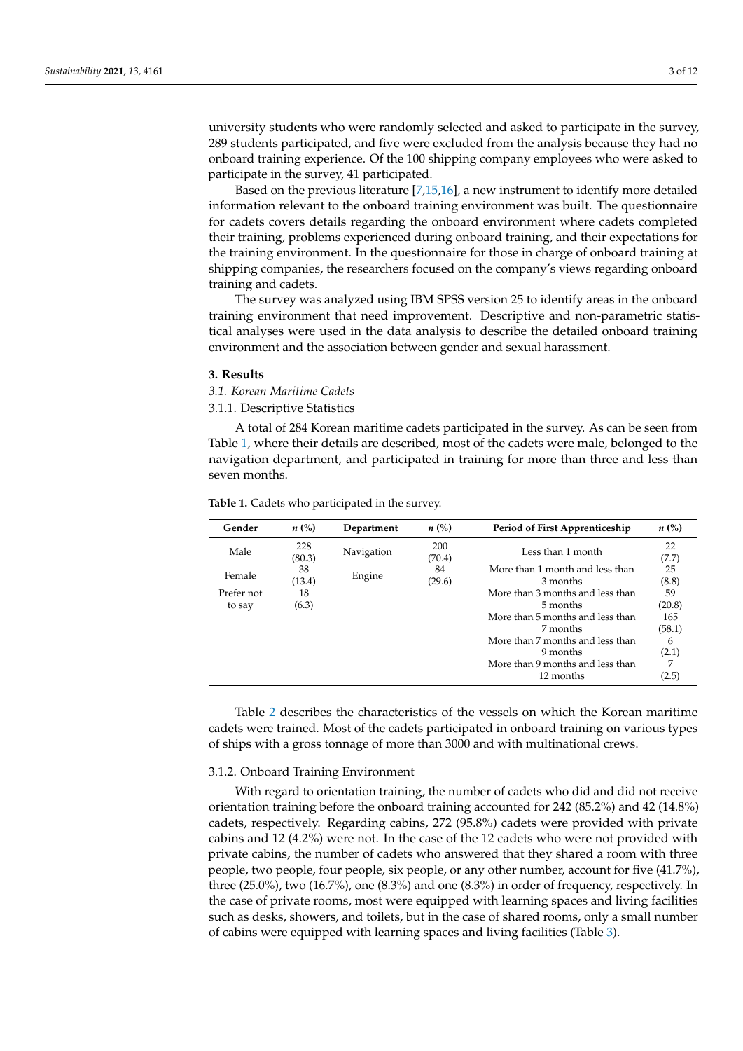university students who were randomly selected and asked to participate in the survey, 289 students participated, and five were excluded from the analysis because they had no onboard training experience. Of the 100 shipping company employees who were asked to participate in the survey, 41 participated.

Based on the previous literature [7,15,16], a new instrument to identify more detailed information relevant to the onboard training environment was built. The questionnaire for cadets covers details regarding the onboard environment where cadets completed their training, problems experienced during onboard training, and their expectations for the training environment. In the questionnaire for those in charge of onboard training at shipping companies, the researchers focused on the company's views regarding onboard training and cadets.

The survey was analyzed using IBM SPSS version 25 to identify areas in the onboard training environment that need improvement. Descriptive and non-parametric statistical analyses were used in the data analysis to describe the detailed onboard training environment and the association between gender and sexual harassment.

## 3. Results

### *3.1. Korean Maritime Cadets*

#### 3.1.1. Descriptive Statistics

A total of 284 Korean maritime cadets participated in the survey. As can be seen from Table 1, where their details are described, most of the cadets were male, belonged to the navigation department, and participated in training for more than three and less than seven months.

**Table 1.** Cadets who participated in the survey.

| Gender | *n* (%) | Department | *n* (%) | Period of First Apprenticeship | *n* (%) |
|---|---|---|---|---|---|
| Male | 228 (80.3) | Navigation | 200 (70.4) | Less than 1 month | 22 (7.7) |
| Female | 38 (13.4) | Engine | 84 (29.6) | More than 1 month and less than 3 months | 25 (8.8) |
| Prefer not to say | 18 (6.3) | | | More than 3 months and less than 5 months | 59 (20.8) |
| | | | | More than 5 months and less than 7 months | 165 (58.1) |
| | | | | More than 7 months and less than 9 months | 6 (2.1) |
| | | | | More than 9 months and less than 12 months | 7 (2.5) |

Table 2 describes the characteristics of the vessels on which the Korean maritime cadets were trained. Most of the cadets participated in onboard training on various types of ships with a gross tonnage of more than 3000 and with multinational crews.

#### 3.1.2. Onboard Training Environment

With regard to orientation training, the number of cadets who did and did not receive orientation training before the onboard training accounted for 242 (85.2%) and 42 (14.8%) cadets, respectively. Regarding cabins, 272 (95.8%) cadets were provided with private cabins and 12 (4.2%) were not. In the case of the 12 cadets who were not provided with private cabins, the number of cadets who answered that they shared a room with three people, two people, four people, six people, or any other number, account for five (41.7%), three (25.0%), two (16.7%), one (8.3%) and one (8.3%) in order of frequency, respectively. In the case of private rooms, most were equipped with learning spaces and living facilities such as desks, showers, and toilets, but in the case of shared rooms, only a small number of cabins were equipped with learning spaces and living facilities (Table 3).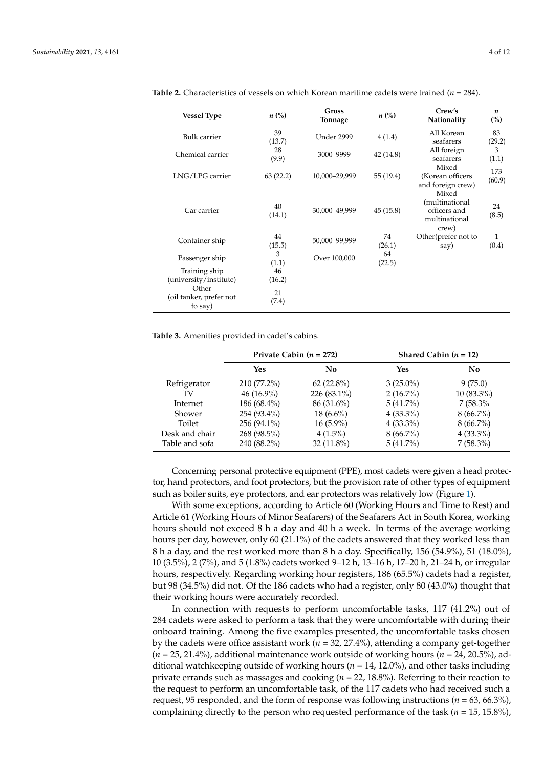**Table 2.** Characteristics of vessels on which Korean maritime cadets were trained (*n* = 284).

| Vessel Type | *n* (%) | Gross Tonnage | *n* (%) | Crew's Nationality | *n* (%) |
|---|---|---|---|---|---|
| Bulk carrier | 39 (13.7) | Under 2999 | 4 (1.4) | All Korean seafarers | 83 (29.2) |
| Chemical carrier | 28 (9.9) | 3000–9999 | 42 (14.8) | All foreign seafarers | 3 (1.1) |
| LNG/LPG carrier | 63 (22.2) | 10,000–29,999 | 55 (19.4) | Mixed (Korean officers and foreign crew) | 173 (60.9) |
| Car carrier | 40 (14.1) | 30,000–49,999 | 45 (15.8) | Mixed (multinational officers and multinational crew) | 24 (8.5) |
| Container ship | 44 (15.5) | 50,000–99,999 | 74 (26.1) | Other(prefer not to say) | 1 (0.4) |
| Passenger ship | 3 (1.1) | Over 100,000 | 64 (22.5) | | |
| Training ship (university/institute) | 46 (16.2) | | | | |
| Other (oil tanker, prefer not to say) | 21 (7.4) | | | | |

**Table 3.** Amenities provided in cadet's cabins.

| | Private Cabin (*n* = 272) | | Shared Cabin (*n* = 12) | |
|---|---|---|---|---|
| | **Yes** | **No** | **Yes** | **No** |
| Refrigerator | 210 (77.2%) | 62 (22.8%) | 3 (25.0%) | 9 (75.0) |
| TV | 46 (16.9%) | 226 (83.1%) | 2 (16.7%) | 10 (83.3%) |
| Internet | 186 (68.4%) | 86 (31.6%) | 5 (41.7%) | 7 (58.3% |
| Shower | 254 (93.4%) | 18 (6.6%) | 4 (33.3%) | 8 (66.7%) |
| Toilet | 256 (94.1%) | 16 (5.9%) | 4 (33.3%) | 8 (66.7%) |
| Desk and chair | 268 (98.5%) | 4 (1.5%) | 8 (66.7%) | 4 (33.3%) |
| Table and sofa | 240 (88.2%) | 32 (11.8%) | 5 (41.7%) | 7 (58.3%) |

Concerning personal protective equipment (PPE), most cadets were given a head protector, hand protectors, and foot protectors, but the provision rate of other types of equipment such as boiler suits, eye protectors, and ear protectors was relatively low (Figure 1).

With some exceptions, according to Article 60 (Working Hours and Time to Rest) and Article 61 (Working Hours of Minor Seafarers) of the Seafarers Act in South Korea, working hours should not exceed 8 h a day and 40 h a week. In terms of the average working hours per day, however, only 60 (21.1%) of the cadets answered that they worked less than 8 h a day, and the rest worked more than 8 h a day. Specifically, 156 (54.9%), 51 (18.0%), 10 (3.5%), 2 (7%), and 5 (1.8%) cadets worked 9–12 h, 13–16 h, 17–20 h, 21–24 h, or irregular hours, respectively. Regarding working hour registers, 186 (65.5%) cadets had a register, but 98 (34.5%) did not. Of the 186 cadets who had a register, only 80 (43.0%) thought that their working hours were accurately recorded.

In connection with requests to perform uncomfortable tasks, 117 (41.2%) out of 284 cadets were asked to perform a task that they were uncomfortable with during their onboard training. Among the five examples presented, the uncomfortable tasks chosen by the cadets were office assistant work (*n* = 32, 27.4%), attending a company get-together (*n* = 25, 21.4%), additional maintenance work outside of working hours (*n* = 24, 20.5%), additional watchkeeping outside of working hours (*n* = 14, 12.0%), and other tasks including private errands such as massages and cooking (*n* = 22, 18.8%). Referring to their reaction to the request to perform an uncomfortable task, of the 117 cadets who had received such a request, 95 responded, and the form of response was following instructions (*n* = 63, 66.3%), complaining directly to the person who requested performance of the task (*n* = 15, 15.8%),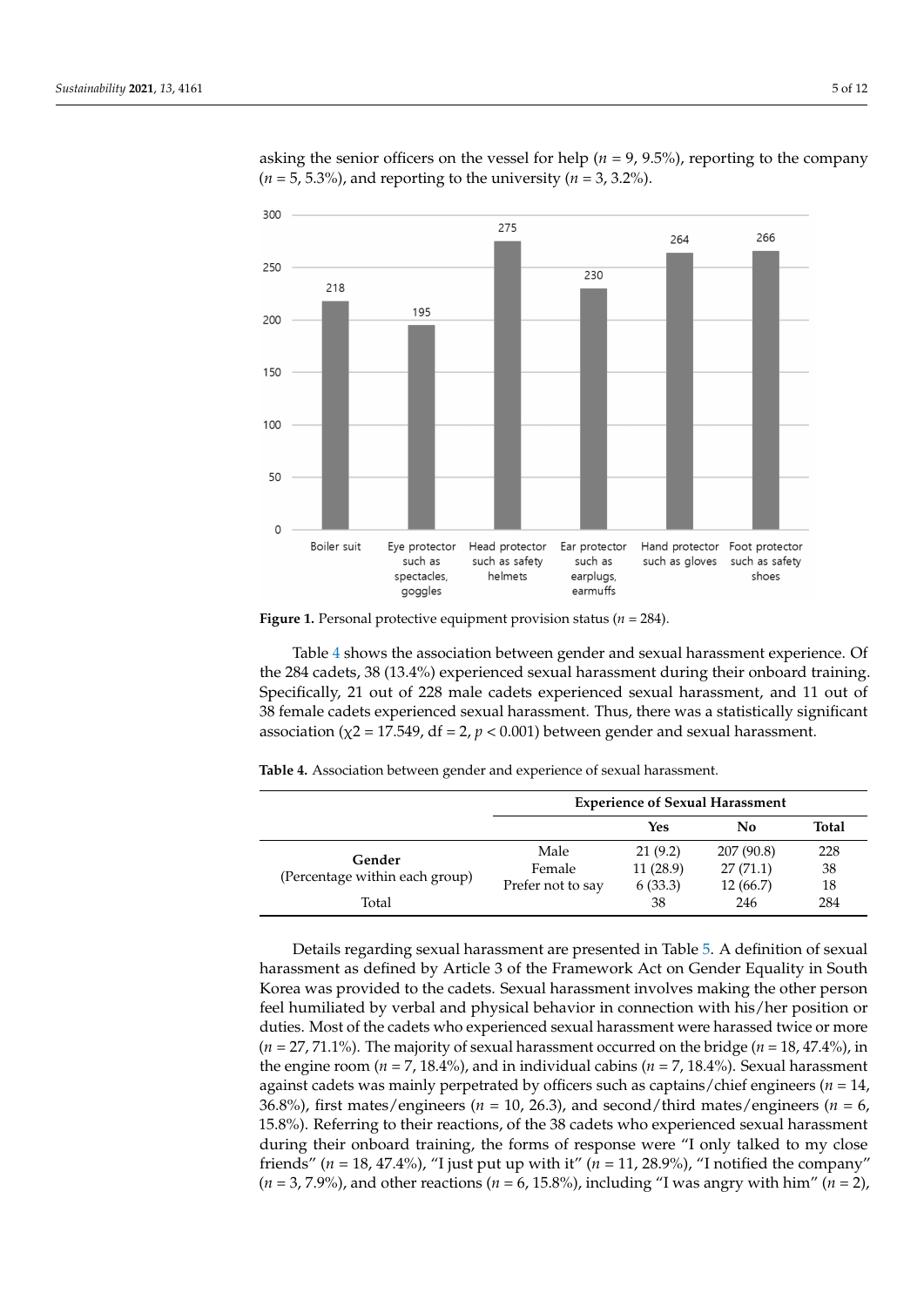asking the senior officers on the vessel for help ($n$ = 9, 9.5%), reporting to the company ($n$ = 5, 5.3%), and reporting to the university ($n$ = 3, 3.2%).

300
250
200
150
100
50
0

218
195
275
230
264
266

Boiler suit
Eye protector such as spectacles, goggles
Head protector such as safety helmets
Ear protector such as earplugs, earmuffs
Hand protector such as gloves
Foot protector such as safety shoes

**Figure 1.** Personal protective equipment provision status ($n$ = 284).

Table 4 shows the association between gender and sexual harassment experience. Of the 284 cadets, 38 (13.4%) experienced sexual harassment during their onboard training. Specifically, 21 out of 228 male cadets experienced sexual harassment, and 11 out of 38 female cadets experienced sexual harassment. Thus, there was a statistically significant association ($\chi 2$ = 17.549, df = 2, $p < 0.001$) between gender and sexual harassment.

**Table 4.** Association between gender and experience of sexual harassment.

| | | Experience of Sexual Harassment | | |
|---|---|---|---|---|
| | | **Yes** | **No** | **Total** |
| **Gender** (Percentage within each group) | Male | 21 (9.2) | 207 (90.8) | 228 |
| | Female | 11 (28.9) | 27 (71.1) | 38 |
| | Prefer not to say | 6 (33.3) | 12 (66.7) | 18 |
| Total | | 38 | 246 | 284 |

Details regarding sexual harassment are presented in Table 5. A definition of sexual harassment as defined by Article 3 of the Framework Act on Gender Equality in South Korea was provided to the cadets. Sexual harassment involves making the other person feel humiliated by verbal and physical behavior in connection with his/her position or duties. Most of the cadets who experienced sexual harassment were harassed twice or more ($n$ = 27, 71.1%). The majority of sexual harassment occurred on the bridge ($n$ = 18, 47.4%), in the engine room ($n$ = 7, 18.4%), and in individual cabins ($n$ = 7, 18.4%). Sexual harassment against cadets was mainly perpetrated by officers such as captains/chief engineers ($n$ = 14, 36.8%), first mates/engineers ($n$ = 10, 26.3), and second/third mates/engineers ($n$ = 6, 15.8%). Referring to their reactions, of the 38 cadets who experienced sexual harassment during their onboard training, the forms of response were "I only talked to my close friends" ($n$ = 18, 47.4%), "I just put up with it" ($n$ = 11, 28.9%), "I notified the company" ($n$ = 3, 7.9%), and other reactions ($n$ = 6, 15.8%), including "I was angry with him" ($n$ = 2),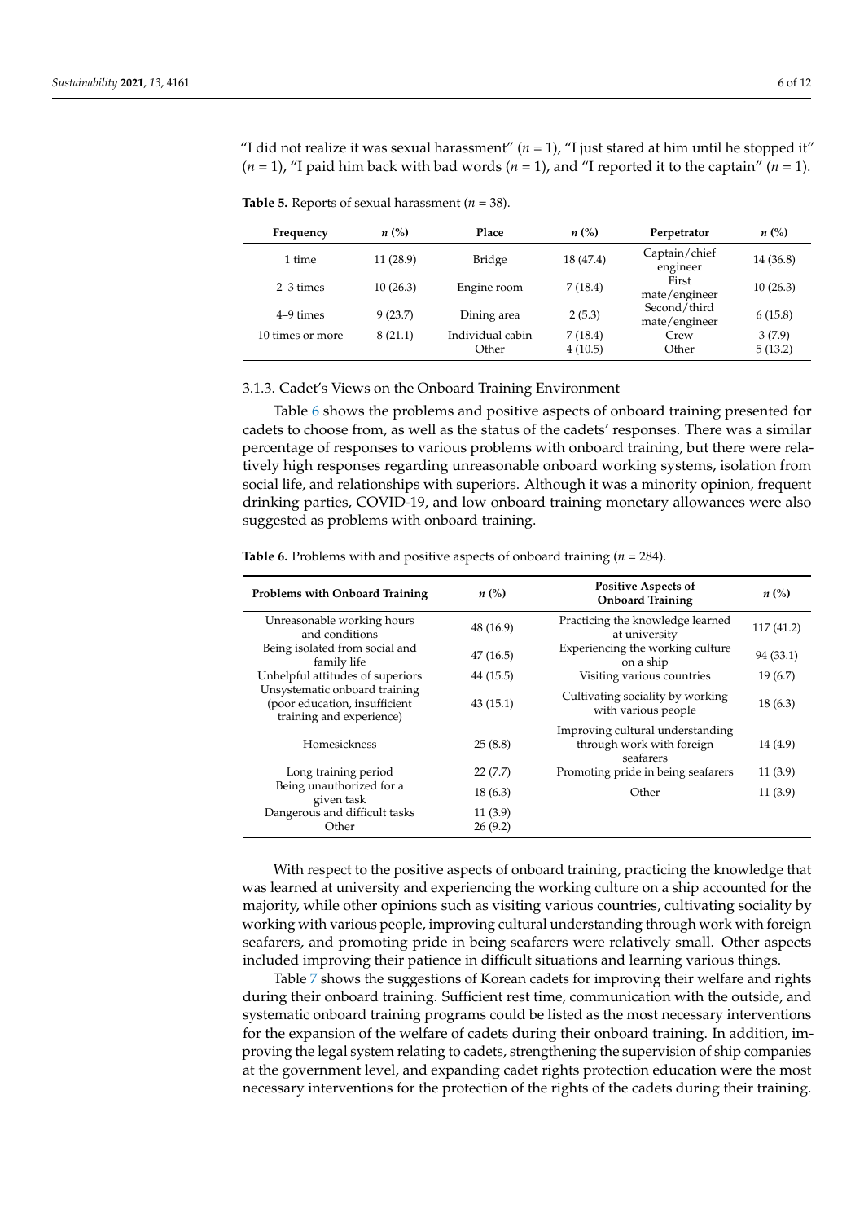"I did not realize it was sexual harassment" ($n = 1$), "I just stared at him until he stopped it" ($n = 1$), "I paid him back with bad words ($n = 1$), and "I reported it to the captain" ($n = 1$).

**Table 5.** Reports of sexual harassment ($n = 38$).

| Frequency | $n$ (%) | Place | $n$ (%) | Perpetrator | $n$ (%) |
|---|---|---|---|---|---|
| 1 time | 11 (28.9) | Bridge | 18 (47.4) | Captain/chief engineer | 14 (36.8) |
| 2–3 times | 10 (26.3) | Engine room | 7 (18.4) | First mate/engineer | 10 (26.3) |
| 4–9 times | 9 (23.7) | Dining area | 2 (5.3) | Second/third mate/engineer | 6 (15.8) |
| 10 times or more | 8 (21.1) | Individual cabin | 7 (18.4) | Crew | 3 (7.9) |
| | | Other | 4 (10.5) | Other | 5 (13.2) |

### 3.1.3. Cadet's Views on the Onboard Training Environment

Table 6 shows the problems and positive aspects of onboard training presented for cadets to choose from, as well as the status of the cadets' responses. There was a similar percentage of responses to various problems with onboard training, but there were relatively high responses regarding unreasonable onboard working systems, isolation from social life, and relationships with superiors. Although it was a minority opinion, frequent drinking parties, COVID-19, and low onboard training monetary allowances were also suggested as problems with onboard training.

**Table 6.** Problems with and positive aspects of onboard training ($n = 284$).

| Problems with Onboard Training | $n$ (%) | Positive Aspects of Onboard Training | $n$ (%) |
|---|---|---|---|
| Unreasonable working hours and conditions | 48 (16.9) | Practicing the knowledge learned at university | 117 (41.2) |
| Being isolated from social and family life | 47 (16.5) | Experiencing the working culture on a ship | 94 (33.1) |
| Unhelpful attitudes of superiors | 44 (15.5) | Visiting various countries | 19 (6.7) |
| Unsystematic onboard training (poor education, insufficient training and experience) | 43 (15.1) | Cultivating sociality by working with various people | 18 (6.3) |
| Homesickness | 25 (8.8) | Improving cultural understanding through work with foreign seafarers | 14 (4.9) |
| Long training period | 22 (7.7) | Promoting pride in being seafarers | 11 (3.9) |
| Being unauthorized for a given task | 18 (6.3) | Other | 11 (3.9) |
| Dangerous and difficult tasks | 11 (3.9) | | |
| Other | 26 (9.2) | | |

With respect to the positive aspects of onboard training, practicing the knowledge that was learned at university and experiencing the working culture on a ship accounted for the majority, while other opinions such as visiting various countries, cultivating sociality by working with various people, improving cultural understanding through work with foreign seafarers, and promoting pride in being seafarers were relatively small. Other aspects included improving their patience in difficult situations and learning various things.

Table 7 shows the suggestions of Korean cadets for improving their welfare and rights during their onboard training. Sufficient rest time, communication with the outside, and systematic onboard training programs could be listed as the most necessary interventions for the expansion of the welfare of cadets during their onboard training. In addition, improving the legal system relating to cadets, strengthening the supervision of ship companies at the government level, and expanding cadet rights protection education were the most necessary interventions for the protection of the rights of the cadets during their training.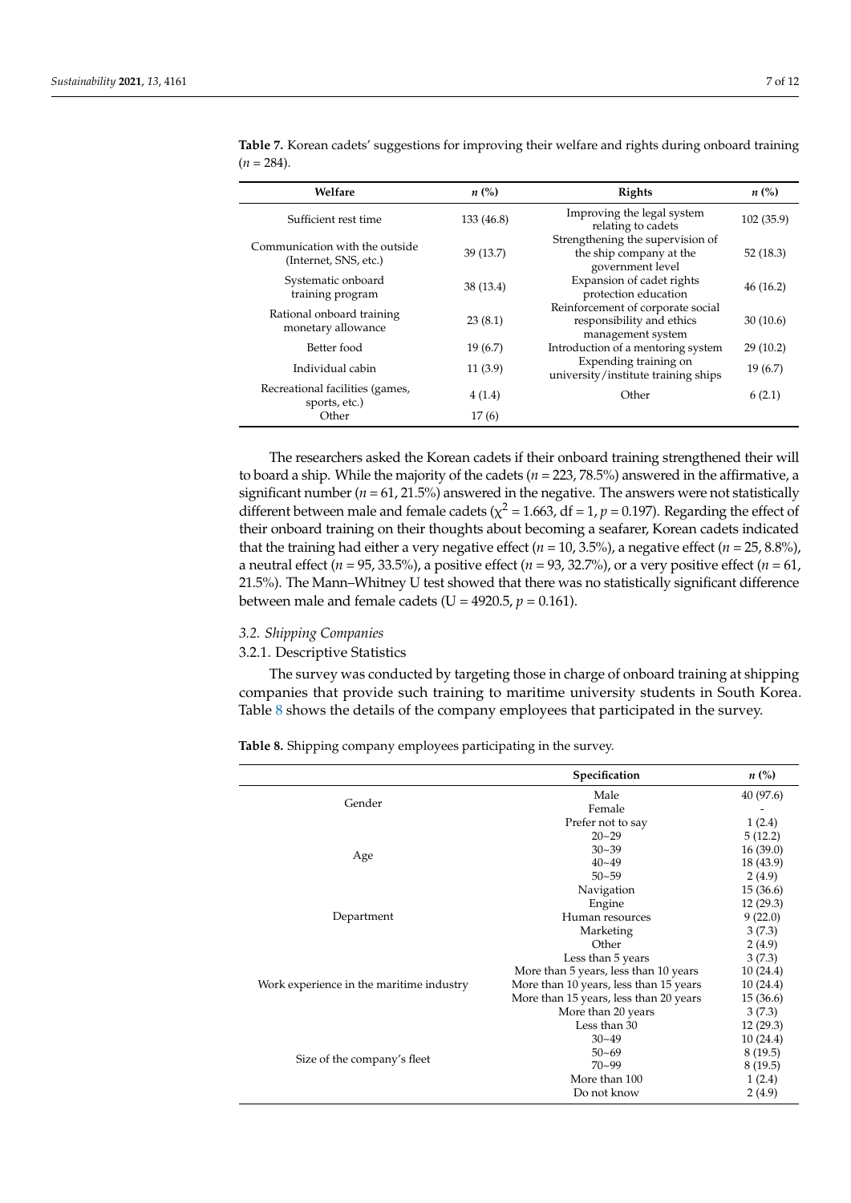**Table 7.** Korean cadets' suggestions for improving their welfare and rights during onboard training ($n$ = 284).

| Welfare | $n$ (%) | Rights | $n$ (%) |
|---|---|---|---|
| Sufficient rest time | 133 (46.8) | Improving the legal system relating to cadets | 102 (35.9) |
| Communication with the outside (Internet, SNS, etc.) | 39 (13.7) | Strengthening the supervision of the ship company at the government level | 52 (18.3) |
| Systematic onboard training program | 38 (13.4) | Expansion of cadet rights protection education | 46 (16.2) |
| Rational onboard training monetary allowance | 23 (8.1) | Reinforcement of corporate social responsibility and ethics management system | 30 (10.6) |
| Better food | 19 (6.7) | Introduction of a mentoring system | 29 (10.2) |
| Individual cabin | 11 (3.9) | Expending training on university/institute training ships | 19 (6.7) |
| Recreational facilities (games, sports, etc.) | 4 (1.4) | Other | 6 (2.1) |
| Other | 17 (6) | | |

The researchers asked the Korean cadets if their onboard training strengthened their will to board a ship. While the majority of the cadets ($n$ = 223, 78.5%) answered in the affirmative, a significant number ($n$ = 61, 21.5%) answered in the negative. The answers were not statistically different between male and female cadets ($\chi^2$ = 1.663, df = 1, $p$ = 0.197). Regarding the effect of their onboard training on their thoughts about becoming a seafarer, Korean cadets indicated that the training had either a very negative effect ($n$ = 10, 3.5%), a negative effect ($n$ = 25, 8.8%), a neutral effect ($n$ = 95, 33.5%), a positive effect ($n$ = 93, 32.7%), or a very positive effect ($n$ = 61, 21.5%). The Mann–Whitney U test showed that there was no statistically significant difference between male and female cadets (U = 4920.5, $p$ = 0.161).

### *3.2. Shipping Companies*

#### 3.2.1. Descriptive Statistics

The survey was conducted by targeting those in charge of onboard training at shipping companies that provide such training to maritime university students in South Korea. Table 8 shows the details of the company employees that participated in the survey.

**Table 8.** Shipping company employees participating in the survey.

| | Specification | $n$ (%) |
|---|---|---|
| Gender | Male | 40 (97.6) |
| | Female | - |
| | Prefer not to say | 1 (2.4) |
| Age | 20~29 | 5 (12.2) |
| | 30~39 | 16 (39.0) |
| | 40~49 | 18 (43.9) |
| | 50~59 | 2 (4.9) |
| Department | Navigation | 15 (36.6) |
| | Engine | 12 (29.3) |
| | Human resources | 9 (22.0) |
| | Marketing | 3 (7.3) |
| | Other | 2 (4.9) |
| Work experience in the maritime industry | Less than 5 years | 3 (7.3) |
| | More than 5 years, less than 10 years | 10 (24.4) |
| | More than 10 years, less than 15 years | 10 (24.4) |
| | More than 15 years, less than 20 years | 15 (36.6) |
| | More than 20 years | 3 (7.3) |
| Size of the company's fleet | Less than 30 | 12 (29.3) |
| | 30~49 | 10 (24.4) |
| | 50~69 | 8 (19.5) |
| | 70~99 | 8 (19.5) |
| | More than 100 | 1 (2.4) |
| | Do not know | 2 (4.9) |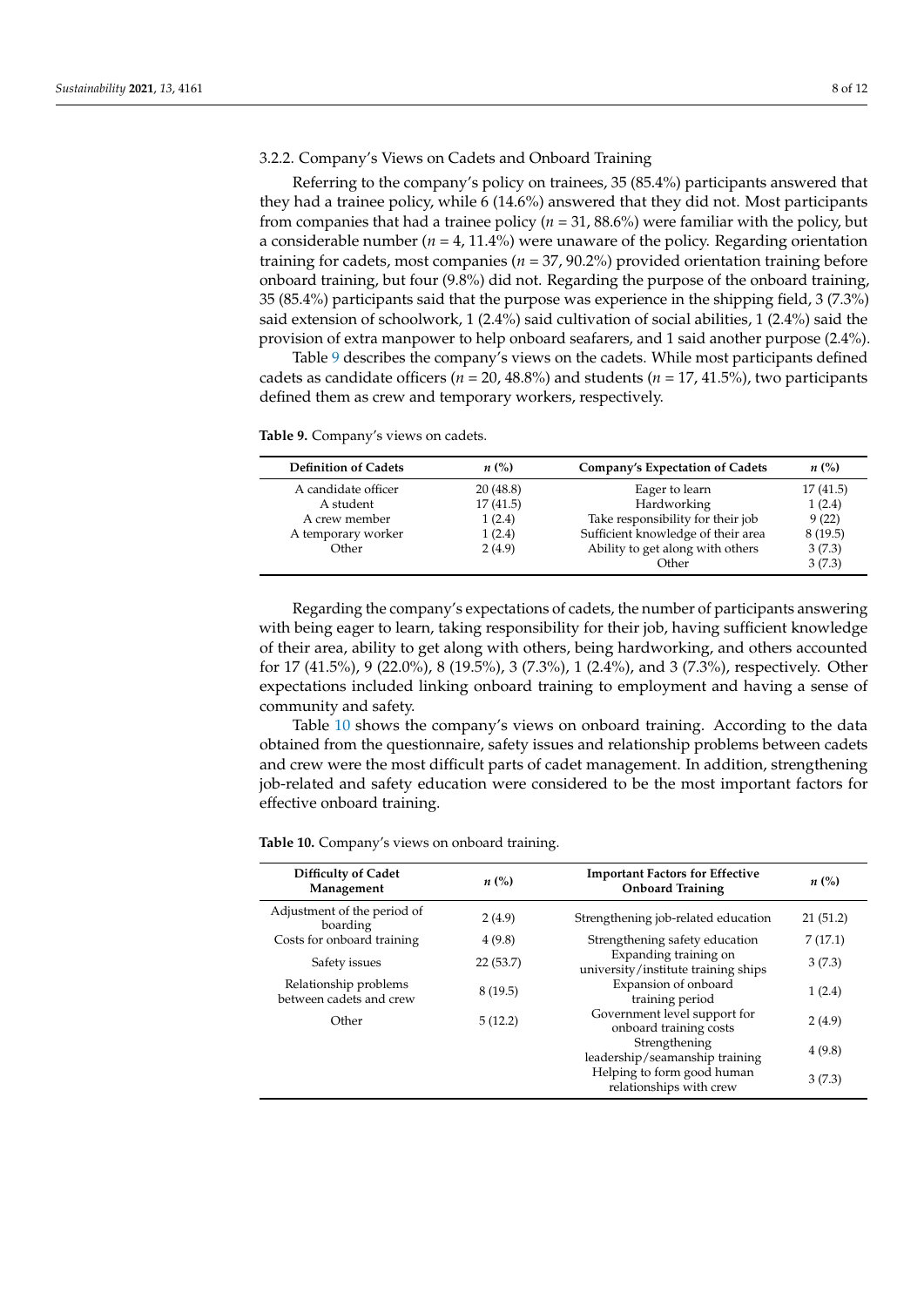### 3.2.2. Company's Views on Cadets and Onboard Training

Referring to the company's policy on trainees, 35 (85.4%) participants answered that they had a trainee policy, while 6 (14.6%) answered that they did not. Most participants from companies that had a trainee policy ($n$ = 31, 88.6%) were familiar with the policy, but a considerable number ($n$ = 4, 11.4%) were unaware of the policy. Regarding orientation training for cadets, most companies ($n$ = 37, 90.2%) provided orientation training before onboard training, but four (9.8%) did not. Regarding the purpose of the onboard training, 35 (85.4%) participants said that the purpose was experience in the shipping field, 3 (7.3%) said extension of schoolwork, 1 (2.4%) said cultivation of social abilities, 1 (2.4%) said the provision of extra manpower to help onboard seafarers, and 1 said another purpose (2.4%).

Table 9 describes the company's views on the cadets. While most participants defined cadets as candidate officers ($n$ = 20, 48.8%) and students ($n$ = 17, 41.5%), two participants defined them as crew and temporary workers, respectively.

**Table 9.** Company's views on cadets.

| Definition of Cadets | $n$ (%) | Company's Expectation of Cadets | $n$ (%) |
|---|---|---|---|
| A candidate officer | 20 (48.8) | Eager to learn | 17 (41.5) |
| A student | 17 (41.5) | Hardworking | 1 (2.4) |
| A crew member | 1 (2.4) | Take responsibility for their job | 9 (22) |
| A temporary worker | 1 (2.4) | Sufficient knowledge of their area | 8 (19.5) |
| Other | 2 (4.9) | Ability to get along with others | 3 (7.3) |
| | | Other | 3 (7.3) |

Regarding the company's expectations of cadets, the number of participants answering with being eager to learn, taking responsibility for their job, having sufficient knowledge of their area, ability to get along with others, being hardworking, and others accounted for 17 (41.5%), 9 (22.0%), 8 (19.5%), 3 (7.3%), 1 (2.4%), and 3 (7.3%), respectively. Other expectations included linking onboard training to employment and having a sense of community and safety.

Table 10 shows the company's views on onboard training. According to the data obtained from the questionnaire, safety issues and relationship problems between cadets and crew were the most difficult parts of cadet management. In addition, strengthening job-related and safety education were considered to be the most important factors for effective onboard training.

**Table 10.** Company's views on onboard training.

| Difficulty of Cadet Management | $n$ (%) | Important Factors for Effective Onboard Training | $n$ (%) |
|---|---|---|---|
| Adjustment of the period of boarding | 2 (4.9) | Strengthening job-related education | 21 (51.2) |
| Costs for onboard training | 4 (9.8) | Strengthening safety education | 7 (17.1) |
| Safety issues | 22 (53.7) | Expanding training on university/institute training ships | 3 (7.3) |
| Relationship problems between cadets and crew | 8 (19.5) | Expansion of onboard training period | 1 (2.4) |
| Other | 5 (12.2) | Government level support for onboard training costs | 2 (4.9) |
| | | Strengthening leadership/seamanship training | 4 (9.8) |
| | | Helping to form good human relationships with crew | 3 (7.3) |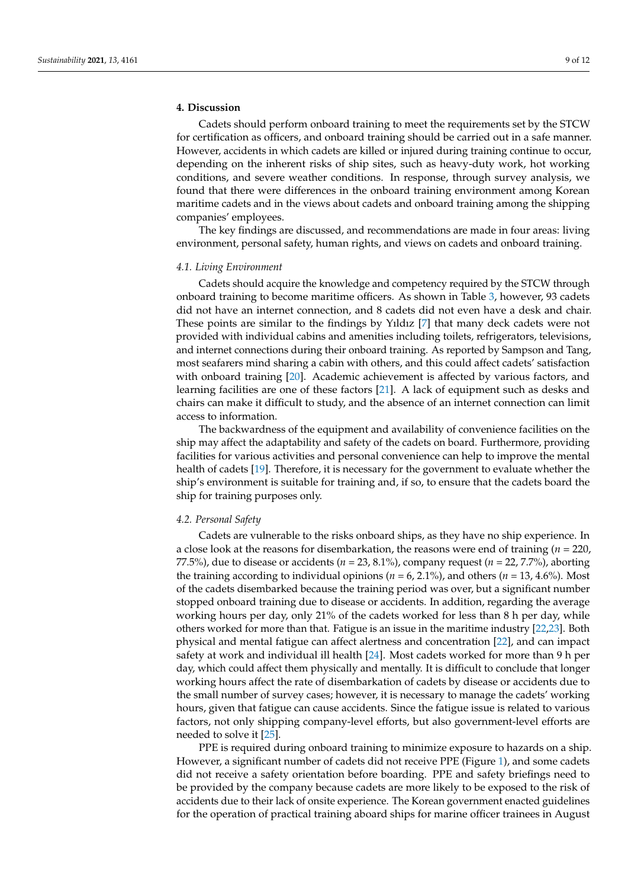## 4. Discussion

Cadets should perform onboard training to meet the requirements set by the STCW for certification as officers, and onboard training should be carried out in a safe manner. However, accidents in which cadets are killed or injured during training continue to occur, depending on the inherent risks of ship sites, such as heavy-duty work, hot working conditions, and severe weather conditions. In response, through survey analysis, we found that there were differences in the onboard training environment among Korean maritime cadets and in the views about cadets and onboard training among the shipping companies' employees.

The key findings are discussed, and recommendations are made in four areas: living environment, personal safety, human rights, and views on cadets and onboard training.

### *4.1. Living Environment*

Cadets should acquire the knowledge and competency required by the STCW through onboard training to become maritime officers. As shown in Table 3, however, 93 cadets did not have an internet connection, and 8 cadets did not even have a desk and chair. These points are similar to the findings by Yıldız [7] that many deck cadets were not provided with individual cabins and amenities including toilets, refrigerators, televisions, and internet connections during their onboard training. As reported by Sampson and Tang, most seafarers mind sharing a cabin with others, and this could affect cadets' satisfaction with onboard training [20]. Academic achievement is affected by various factors, and learning facilities are one of these factors [21]. A lack of equipment such as desks and chairs can make it difficult to study, and the absence of an internet connection can limit access to information.

The backwardness of the equipment and availability of convenience facilities on the ship may affect the adaptability and safety of the cadets on board. Furthermore, providing facilities for various activities and personal convenience can help to improve the mental health of cadets [19]. Therefore, it is necessary for the government to evaluate whether the ship's environment is suitable for training and, if so, to ensure that the cadets board the ship for training purposes only.

### *4.2. Personal Safety*

Cadets are vulnerable to the risks onboard ships, as they have no ship experience. In a close look at the reasons for disembarkation, the reasons were end of training ($n$ = 220, 77.5%), due to disease or accidents ($n$ = 23, 8.1%), company request ($n$ = 22, 7.7%), aborting the training according to individual opinions ($n$ = 6, 2.1%), and others ($n$ = 13, 4.6%). Most of the cadets disembarked because the training period was over, but a significant number stopped onboard training due to disease or accidents. In addition, regarding the average working hours per day, only 21% of the cadets worked for less than 8 h per day, while others worked for more than that. Fatigue is an issue in the maritime industry [22,23]. Both physical and mental fatigue can affect alertness and concentration [22], and can impact safety at work and individual ill health [24]. Most cadets worked for more than 9 h per day, which could affect them physically and mentally. It is difficult to conclude that longer working hours affect the rate of disembarkation of cadets by disease or accidents due to the small number of survey cases; however, it is necessary to manage the cadets' working hours, given that fatigue can cause accidents. Since the fatigue issue is related to various factors, not only shipping company-level efforts, but also government-level efforts are needed to solve it [25].

PPE is required during onboard training to minimize exposure to hazards on a ship. However, a significant number of cadets did not receive PPE (Figure 1), and some cadets did not receive a safety orientation before boarding. PPE and safety briefings need to be provided by the company because cadets are more likely to be exposed to the risk of accidents due to their lack of onsite experience. The Korean government enacted guidelines for the operation of practical training aboard ships for marine officer trainees in August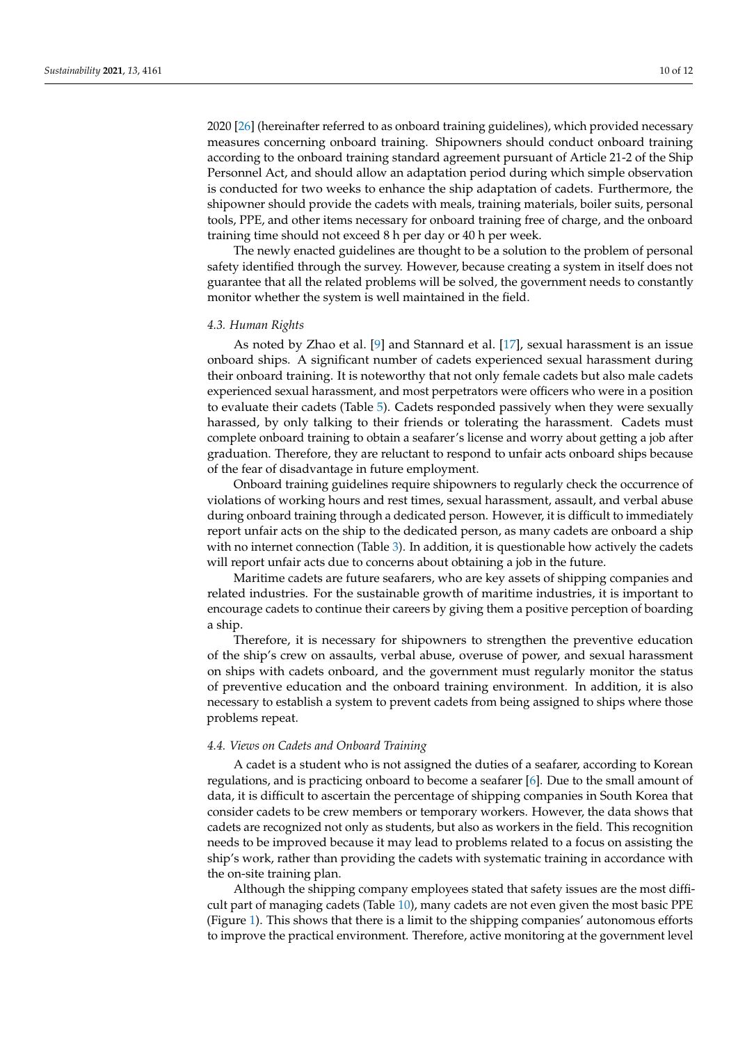2020 [26] (hereinafter referred to as onboard training guidelines), which provided necessary measures concerning onboard training. Shipowners should conduct onboard training according to the onboard training standard agreement pursuant of Article 21-2 of the Ship Personnel Act, and should allow an adaptation period during which simple observation is conducted for two weeks to enhance the ship adaptation of cadets. Furthermore, the shipowner should provide the cadets with meals, training materials, boiler suits, personal tools, PPE, and other items necessary for onboard training free of charge, and the onboard training time should not exceed 8 h per day or 40 h per week.

The newly enacted guidelines are thought to be a solution to the problem of personal safety identified through the survey. However, because creating a system in itself does not guarantee that all the related problems will be solved, the government needs to constantly monitor whether the system is well maintained in the field.

### *4.3. Human Rights*

As noted by Zhao et al. [9] and Stannard et al. [17], sexual harassment is an issue onboard ships. A significant number of cadets experienced sexual harassment during their onboard training. It is noteworthy that not only female cadets but also male cadets experienced sexual harassment, and most perpetrators were officers who were in a position to evaluate their cadets (Table 5). Cadets responded passively when they were sexually harassed, by only talking to their friends or tolerating the harassment. Cadets must complete onboard training to obtain a seafarer's license and worry about getting a job after graduation. Therefore, they are reluctant to respond to unfair acts onboard ships because of the fear of disadvantage in future employment.

Onboard training guidelines require shipowners to regularly check the occurrence of violations of working hours and rest times, sexual harassment, assault, and verbal abuse during onboard training through a dedicated person. However, it is difficult to immediately report unfair acts on the ship to the dedicated person, as many cadets are onboard a ship with no internet connection (Table 3). In addition, it is questionable how actively the cadets will report unfair acts due to concerns about obtaining a job in the future.

Maritime cadets are future seafarers, who are key assets of shipping companies and related industries. For the sustainable growth of maritime industries, it is important to encourage cadets to continue their careers by giving them a positive perception of boarding a ship.

Therefore, it is necessary for shipowners to strengthen the preventive education of the ship's crew on assaults, verbal abuse, overuse of power, and sexual harassment on ships with cadets onboard, and the government must regularly monitor the status of preventive education and the onboard training environment. In addition, it is also necessary to establish a system to prevent cadets from being assigned to ships where those problems repeat.

### *4.4. Views on Cadets and Onboard Training*

A cadet is a student who is not assigned the duties of a seafarer, according to Korean regulations, and is practicing onboard to become a seafarer [6]. Due to the small amount of data, it is difficult to ascertain the percentage of shipping companies in South Korea that consider cadets to be crew members or temporary workers. However, the data shows that cadets are recognized not only as students, but also as workers in the field. This recognition needs to be improved because it may lead to problems related to a focus on assisting the ship's work, rather than providing the cadets with systematic training in accordance with the on-site training plan.

Although the shipping company employees stated that safety issues are the most difficult part of managing cadets (Table 10), many cadets are not even given the most basic PPE (Figure 1). This shows that there is a limit to the shipping companies' autonomous efforts to improve the practical environment. Therefore, active monitoring at the government level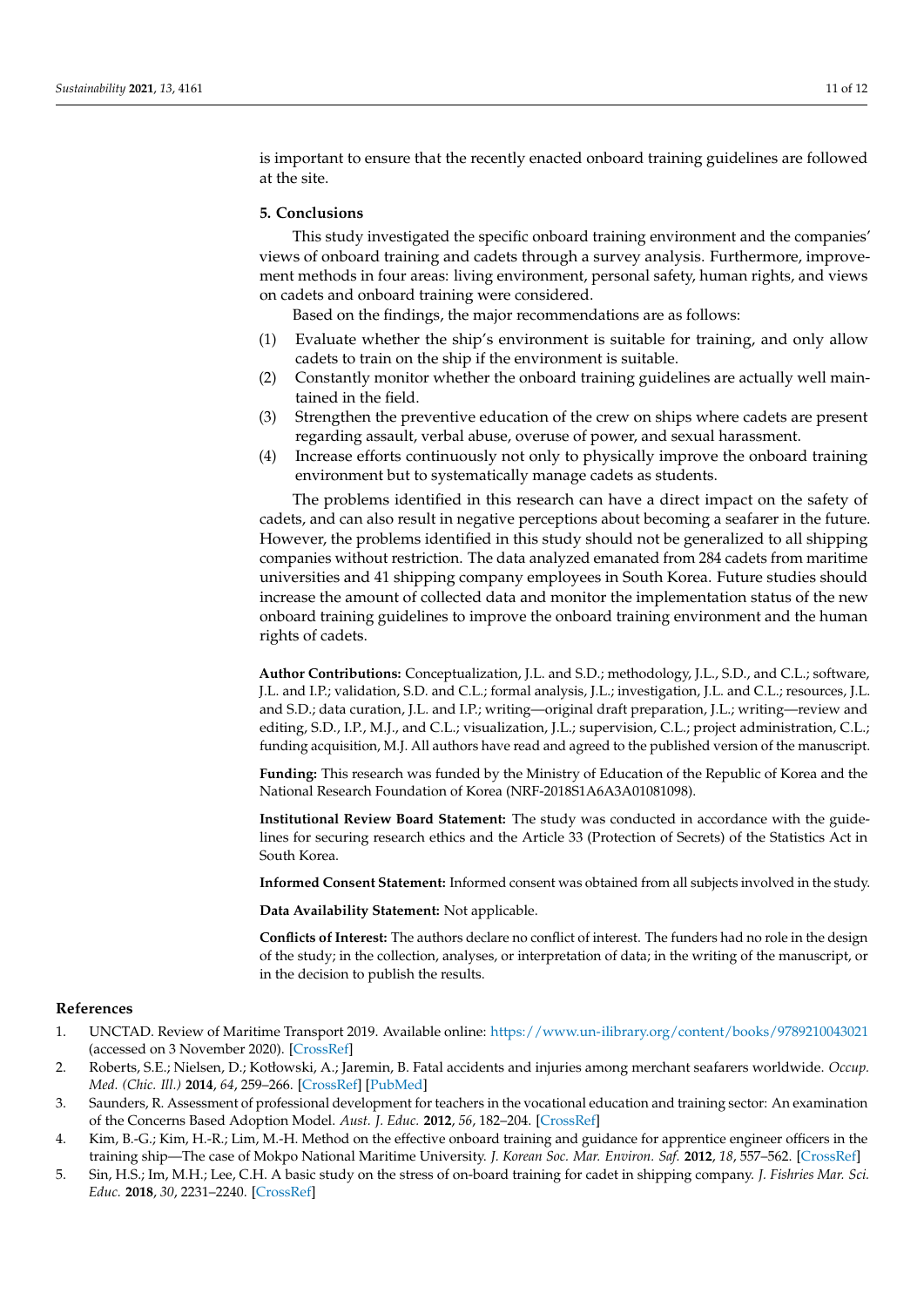is important to ensure that the recently enacted onboard training guidelines are followed at the site.

## 5. Conclusions

This study investigated the specific onboard training environment and the companies' views of onboard training and cadets through a survey analysis. Furthermore, improvement methods in four areas: living environment, personal safety, human rights, and views on cadets and onboard training were considered.

Based on the findings, the major recommendations are as follows:

(1) Evaluate whether the ship's environment is suitable for training, and only allow cadets to train on the ship if the environment is suitable.
(2) Constantly monitor whether the onboard training guidelines are actually well maintained in the field.
(3) Strengthen the preventive education of the crew on ships where cadets are present regarding assault, verbal abuse, overuse of power, and sexual harassment.
(4) Increase efforts continuously not only to physically improve the onboard training environment but to systematically manage cadets as students.

The problems identified in this research can have a direct impact on the safety of cadets, and can also result in negative perceptions about becoming a seafarer in the future. However, the problems identified in this study should not be generalized to all shipping companies without restriction. The data analyzed emanated from 284 cadets from maritime universities and 41 shipping company employees in South Korea. Future studies should increase the amount of collected data and monitor the implementation status of the new onboard training guidelines to improve the onboard training environment and the human rights of cadets.

**Author Contributions:** Conceptualization, J.L. and S.D.; methodology, J.L., S.D., and C.L.; software, J.L. and I.P.; validation, S.D. and C.L.; formal analysis, J.L.; investigation, J.L. and C.L.; resources, J.L. and S.D.; data curation, J.L. and I.P.; writing—original draft preparation, J.L.; writing—review and editing, S.D., I.P., M.J., and C.L.; visualization, J.L.; supervision, C.L.; project administration, C.L.; funding acquisition, M.J. All authors have read and agreed to the published version of the manuscript.

**Funding:** This research was funded by the Ministry of Education of the Republic of Korea and the National Research Foundation of Korea (NRF-2018S1A6A3A01081098).

**Institutional Review Board Statement:** The study was conducted in accordance with the guidelines for securing research ethics and the Article 33 (Protection of Secrets) of the Statistics Act in South Korea.

**Informed Consent Statement:** Informed consent was obtained from all subjects involved in the study.

**Data Availability Statement:** Not applicable.

**Conflicts of Interest:** The authors declare no conflict of interest. The funders had no role in the design of the study; in the collection, analyses, or interpretation of data; in the writing of the manuscript, or in the decision to publish the results.

## References

1. UNCTAD. Review of Maritime Transport 2019. Available online: https://www.un-ilibrary.org/content/books/9789210043021 (accessed on 3 November 2020). [CrossRef]
2. Roberts, S.E.; Nielsen, D.; Kotłowski, A.; Jaremin, B. Fatal accidents and injuries among merchant seafarers worldwide. *Occup. Med. (Chic. Ill.)* **2014**, *64*, 259–266. [CrossRef] [PubMed]
3. Saunders, R. Assessment of professional development for teachers in the vocational education and training sector: An examination of the Concerns Based Adoption Model. *Aust. J. Educ.* **2012**, *56*, 182–204. [CrossRef]
4. Kim, B.-G.; Kim, H.-R.; Lim, M.-H. Method on the effective onboard training and guidance for apprentice engineer officers in the training ship—The case of Mokpo National Maritime University. *J. Korean Soc. Mar. Environ. Saf.* **2012**, *18*, 557–562. [CrossRef]
5. Sin, H.S.; Im, M.H.; Lee, C.H. A basic study on the stress of on-board training for cadet in shipping company. *J. Fishries Mar. Sci. Educ.* **2018**, *30*, 2231–2240. [CrossRef]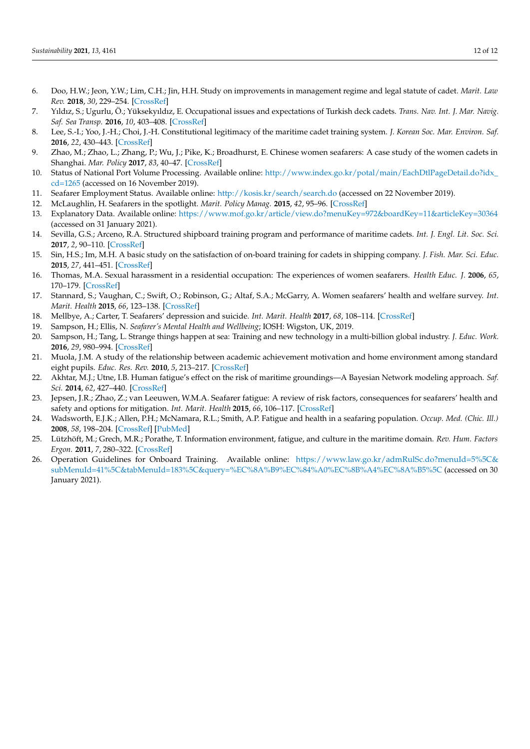6. Doo, H.W.; Jeon, Y.W.; Lim, C.H.; Jin, H.H. Study on improvements in management regime and legal statute of cadet. *Marit. Law Rev.* **2018**, *30*, 229–254. [CrossRef]
7. Yıldız, S.; Ugurlu, Ö.; Yüksekyıldız, E. Occupational issues and expectations of Turkish deck cadets. *Trans. Nav. Int. J. Mar. Navig. Saf. Sea Transp.* **2016**, *10*, 403–408. [CrossRef]
8. Lee, S.-I.; Yoo, J.-H.; Choi, J.-H. Constitutional legitimacy of the maritime cadet training system. *J. Korean Soc. Mar. Environ. Saf.* **2016**, *22*, 430–443. [CrossRef]
9. Zhao, M.; Zhao, L.; Zhang, P.; Wu, J.; Pike, K.; Broadhurst, E. Chinese women seafarers: A case study of the women cadets in Shanghai. *Mar. Policy* **2017**, *83*, 40–47. [CrossRef]
10. Status of National Port Volume Processing. Available online: http://www.index.go.kr/potal/main/EachDtlPageDetail.do?idx_cd=1265 (accessed on 16 November 2019).
11. Seafarer Employment Status. Available online: http://kosis.kr/search/search.do (accessed on 22 November 2019).
12. McLaughlin, H. Seafarers in the spotlight. *Marit. Policy Manag.* **2015**, *42*, 95–96. [CrossRef]
13. Explanatory Data. Available online: https://www.mof.go.kr/article/view.do?menuKey=972&boardKey=11&articleKey=30364 (accessed on 31 January 2021).
14. Sevilla, G.S.; Arceno, R.A. Structured shipboard training program and performance of maritime cadets. *Int. J. Engl. Lit. Soc. Sci.* **2017**, *2*, 90–110. [CrossRef]
15. Sin, H.S.; Im, M.H. A basic study on the satisfaction of on-board training for cadets in shipping company. *J. Fish. Mar. Sci. Educ.* **2015**, *27*, 441–451. [CrossRef]
16. Thomas, M.A. Sexual harassment in a residential occupation: The experiences of women seafarers. *Health Educ. J.* **2006**, *65*, 170–179. [CrossRef]
17. Stannard, S.; Vaughan, C.; Swift, O.; Robinson, G.; Altaf, S.A.; McGarry, A. Women seafarers' health and welfare survey. *Int. Marit. Health* **2015**, *66*, 123–138. [CrossRef]
18. Mellbye, A.; Carter, T. Seafarers' depression and suicide. *Int. Marit. Health* **2017**, *68*, 108–114. [CrossRef]
19. Sampson, H.; Ellis, N. *Seafarer's Mental Health and Wellbeing*; IOSH: Wigston, UK, 2019.
20. Sampson, H.; Tang, L. Strange things happen at sea: Training and new technology in a multi-billion global industry. *J. Educ. Work.* **2016**, *29*, 980–994. [CrossRef]
21. Muola, J.M. A study of the relationship between academic achievement motivation and home environment among standard eight pupils. *Educ. Res. Rev.* **2010**, *5*, 213–217. [CrossRef]
22. Akhtar, M.J.; Utne, I.B. Human fatigue's effect on the risk of maritime groundings—A Bayesian Network modeling approach. *Saf. Sci.* **2014**, *62*, 427–440. [CrossRef]
23. Jepsen, J.R.; Zhao, Z.; van Leeuwen, W.M.A. Seafarer fatigue: A review of risk factors, consequences for seafarers' health and safety and options for mitigation. *Int. Marit. Health* **2015**, *66*, 106–117. [CrossRef]
24. Wadsworth, E.J.K.; Allen, P.H.; McNamara, R.L.; Smith, A.P. Fatigue and health in a seafaring population. *Occup. Med. (Chic. Ill.)* **2008**, *58*, 198–204. [CrossRef] [PubMed]
25. Lützhöft, M.; Grech, M.R.; Porathe, T. Information environment, fatigue, and culture in the maritime domain. *Rev. Hum. Factors Ergon.* **2011**, *7*, 280–322. [CrossRef]
26. Operation Guidelines for Onboard Training. Available online: https://www.law.go.kr/admRulSc.do?menuId=5%5C&subMenuId=41%5C&tabMenuId=183%5C&query=%EC%8A%B9%EC%84%A0%EC%8B%A4%EC%8A%B5%5C (accessed on 30 January 2021).